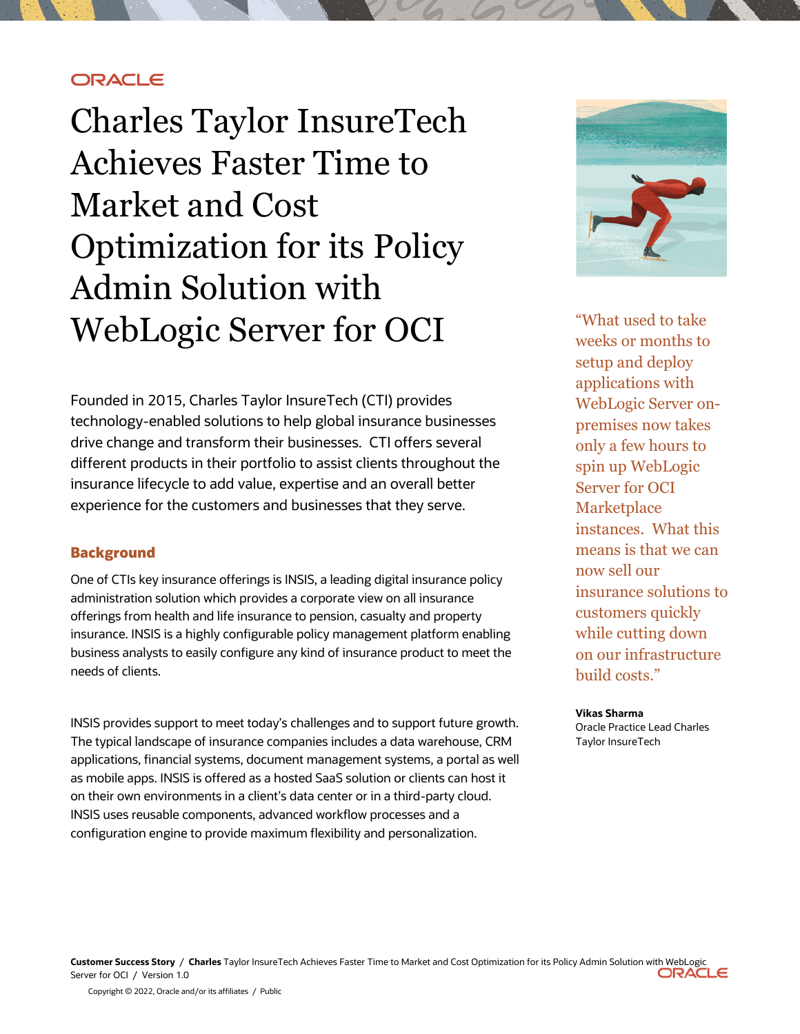# Charles Taylor InsureTech Achieves Faster Time to Market and Cost Optimization for its Policy Admin Solution with WebLogic Server for OCI

Founded in 2015, Charles Taylor InsureTech (CTI) provides technology-enabled solutions to help global insurance businesses drive change and transform their businesses. CTI offers several different products in their portfolio to assist clients throughout the insurance lifecycle to add value, expertise and an overall better experience for the customers and businesses that they serve.

> "What used to take weeks or months to setup and deploy applications with WebLogic Server on-premises now takes only a few hours to spin up WebLogic Server for OCI Marketplace instances. What this means is that we can now sell our insurance solutions to customers quickly while cutting down on our infrastructure build costs."
>
> **Vikas Sharma**
> Oracle Practice Lead Charles Taylor InsureTech

## Background

One of CTIs key insurance offerings is INSIS, a leading digital insurance policy administration solution which provides a corporate view on all insurance offerings from health and life insurance to pension, casualty and property insurance. INSIS is a highly configurable policy management platform enabling business analysts to easily configure any kind of insurance product to meet the needs of clients.

INSIS provides support to meet today's challenges and to support future growth. The typical landscape of insurance companies includes a data warehouse, CRM applications, financial systems, document management systems, a portal as well as mobile apps. INSIS is offered as a hosted SaaS solution or clients can host it on their own environments in a client's data center or in a third-party cloud. INSIS uses reusable components, advanced workflow processes and a configuration engine to provide maximum flexibility and personalization.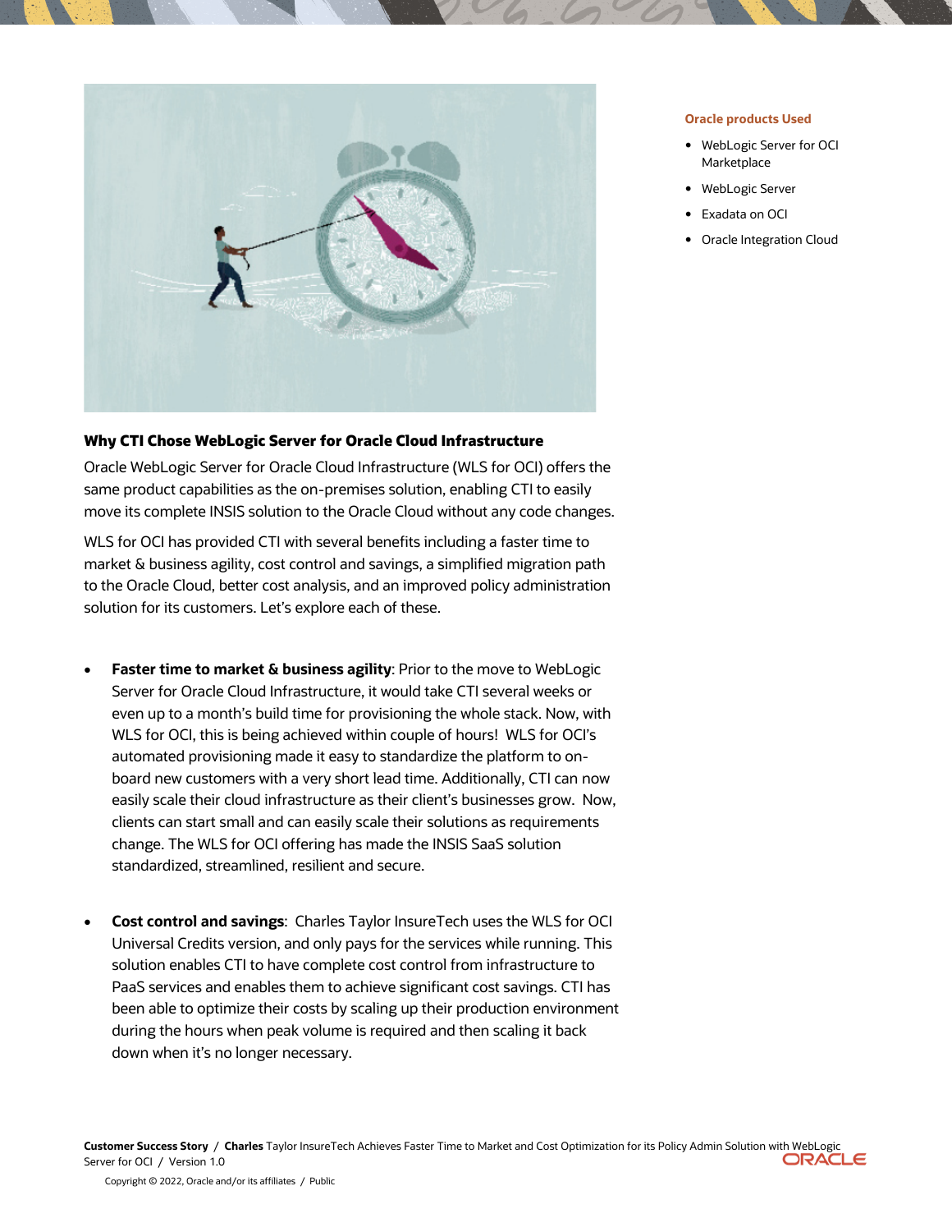**Oracle products Used**

- WebLogic Server for OCI Marketplace
- WebLogic Server
- Exadata on OCI
- Oracle Integration Cloud

### Why CTI Chose WebLogic Server for Oracle Cloud Infrastructure

Oracle WebLogic Server for Oracle Cloud Infrastructure (WLS for OCI) offers the same product capabilities as the on-premises solution, enabling CTI to easily move its complete INSIS solution to the Oracle Cloud without any code changes.

WLS for OCI has provided CTI with several benefits including a faster time to market & business agility, cost control and savings, a simplified migration path to the Oracle Cloud, better cost analysis, and an improved policy administration solution for its customers. Let's explore each of these.

- **Faster time to market & business agility**: Prior to the move to WebLogic Server for Oracle Cloud Infrastructure, it would take CTI several weeks or even up to a month's build time for provisioning the whole stack. Now, with WLS for OCI, this is being achieved within couple of hours! WLS for OCI's automated provisioning made it easy to standardize the platform to on-board new customers with a very short lead time. Additionally, CTI can now easily scale their cloud infrastructure as their client's businesses grow. Now, clients can start small and can easily scale their solutions as requirements change. The WLS for OCI offering has made the INSIS SaaS solution standardized, streamlined, resilient and secure.

- **Cost control and savings**: Charles Taylor InsureTech uses the WLS for OCI Universal Credits version, and only pays for the services while running. This solution enables CTI to have complete cost control from infrastructure to PaaS services and enables them to achieve significant cost savings. CTI has been able to optimize their costs by scaling up their production environment during the hours when peak volume is required and then scaling it back down when it's no longer necessary.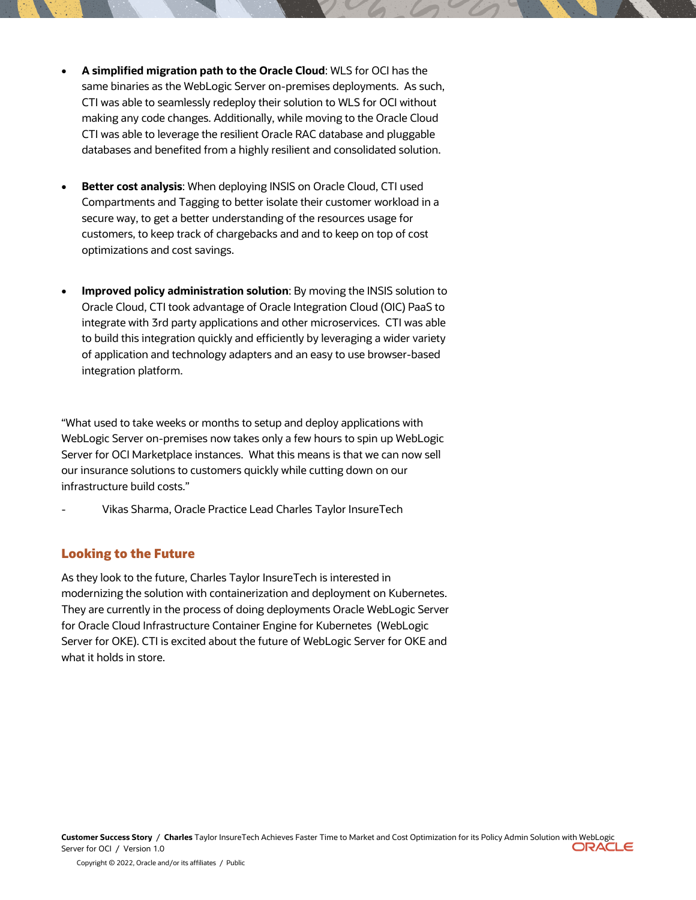- **A simplified migration path to the Oracle Cloud**: WLS for OCI has the same binaries as the WebLogic Server on-premises deployments. As such, CTI was able to seamlessly redeploy their solution to WLS for OCI without making any code changes. Additionally, while moving to the Oracle Cloud CTI was able to leverage the resilient Oracle RAC database and pluggable databases and benefited from a highly resilient and consolidated solution.

- **Better cost analysis**: When deploying INSIS on Oracle Cloud, CTI used Compartments and Tagging to better isolate their customer workload in a secure way, to get a better understanding of the resources usage for customers, to keep track of chargebacks and and to keep on top of cost optimizations and cost savings.

- **Improved policy administration solution**: By moving the INSIS solution to Oracle Cloud, CTI took advantage of Oracle Integration Cloud (OIC) PaaS to integrate with 3rd party applications and other microservices. CTI was able to build this integration quickly and efficiently by leveraging a wider variety of application and technology adapters and an easy to use browser-based integration platform.

"What used to take weeks or months to setup and deploy applications with WebLogic Server on-premises now takes only a few hours to spin up WebLogic Server for OCI Marketplace instances. What this means is that we can now sell our insurance solutions to customers quickly while cutting down on our infrastructure build costs."

- Vikas Sharma, Oracle Practice Lead Charles Taylor InsureTech

## Looking to the Future

As they look to the future, Charles Taylor InsureTech is interested in modernizing the solution with containerization and deployment on Kubernetes. They are currently in the process of doing deployments Oracle WebLogic Server for Oracle Cloud Infrastructure Container Engine for Kubernetes (WebLogic Server for OKE). CTI is excited about the future of WebLogic Server for OKE and what it holds in store.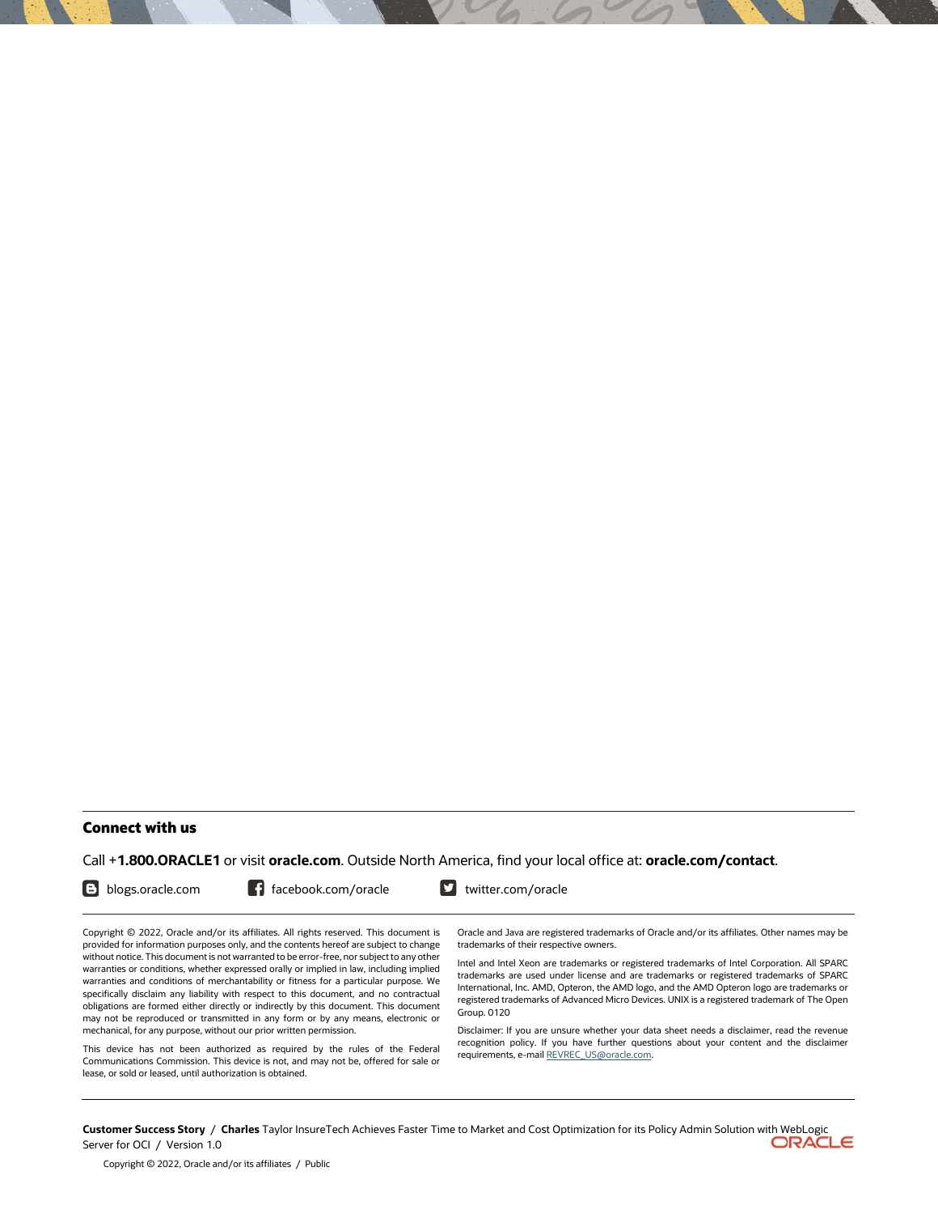## Connect with us

Call +**1.800.ORACLE1** or visit **oracle.com**. Outside North America, find your local office at: **oracle.com/contact**.

blogs.oracle.com    facebook.com/oracle    twitter.com/oracle

Copyright © 2022, Oracle and/or its affiliates. All rights reserved. This document is provided for information purposes only, and the contents hereof are subject to change without notice. This document is not warranted to be error-free, nor subject to any other warranties or conditions, whether expressed orally or implied in law, including implied warranties and conditions of merchantability or fitness for a particular purpose. We specifically disclaim any liability with respect to this document, and no contractual obligations are formed either directly or indirectly by this document. This document may not be reproduced or transmitted in any form or by any means, electronic or mechanical, for any purpose, without our prior written permission.

This device has not been authorized as required by the rules of the Federal Communications Commission. This device is not, and may not be, offered for sale or lease, or sold or leased, until authorization is obtained.

Oracle and Java are registered trademarks of Oracle and/or its affiliates. Other names may be trademarks of their respective owners.

Intel and Intel Xeon are trademarks or registered trademarks of Intel Corporation. All SPARC trademarks are used under license and are trademarks or registered trademarks of SPARC International, Inc. AMD, Opteron, the AMD logo, and the AMD Opteron logo are trademarks or registered trademarks of Advanced Micro Devices. UNIX is a registered trademark of The Open Group. 0120

Disclaimer: If you are unsure whether your data sheet needs a disclaimer, read the revenue recognition policy. If you have further questions about your content and the disclaimer requirements, e-mail REVREC_US@oracle.com.